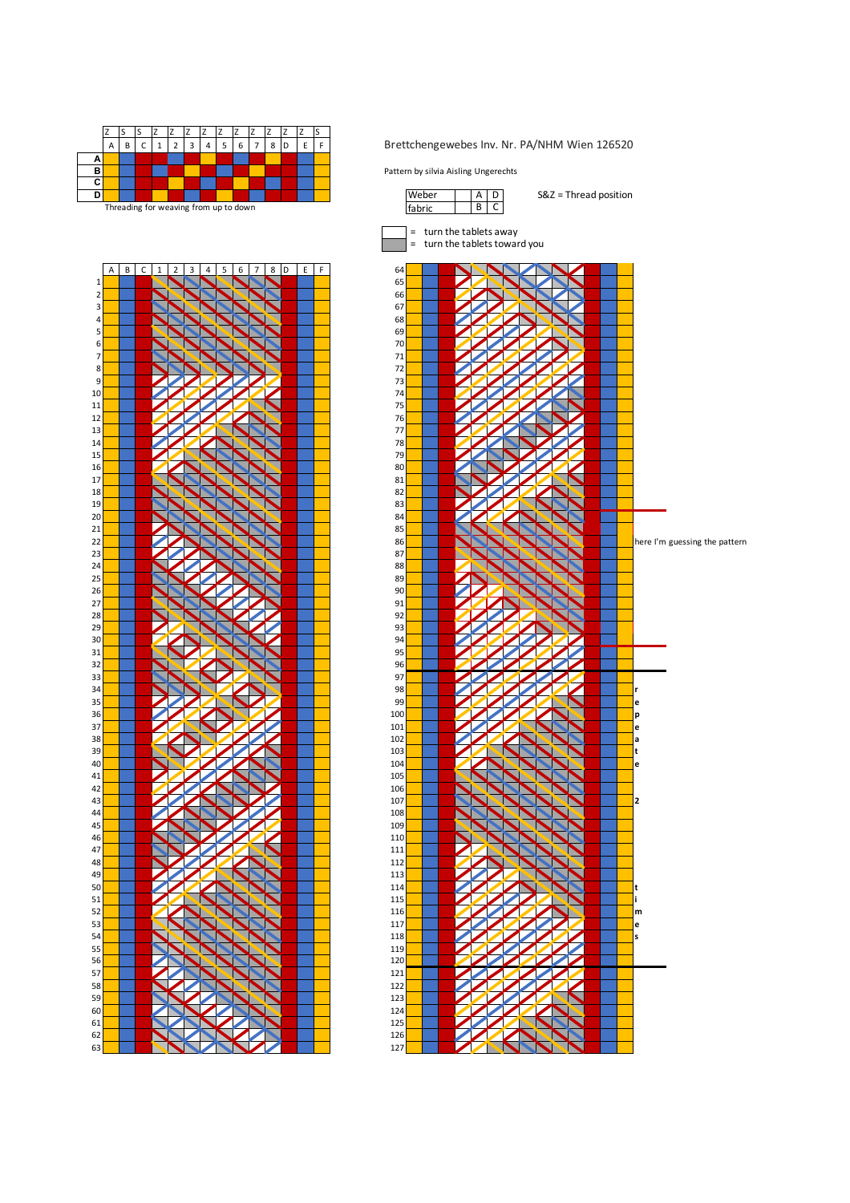Brettchengewebes Inv. Nr. PA/NHM Wien 126520

Pattern by silvia Aisling Ungerechts

| | Z | S | S | Z | Z | Z | Z | Z | Z | Z | Z | Z | Z | S |
|---|---|---|---|---|---|---|---|---|---|---|---|---|---|---|
| | A | B | C | 1 | 2 | 3 | 4 | 5 | 6 | 7 | 8 | D | E | F |
| A | | | | | | | | | | | | | | |
| B | | | | | | | | | | | | | | |
| C | | | | | | | | | | | | | | |
| D | | | | | | | | | | | | | | |

Threading for weaving from up to down

| Weber | A | D |
|---|---|---|
| fabric | B | C |

S&Z = Thread position

= turn the tablets away

= turn the tablets toward you

here I'm guessing the pattern

repeate 2 times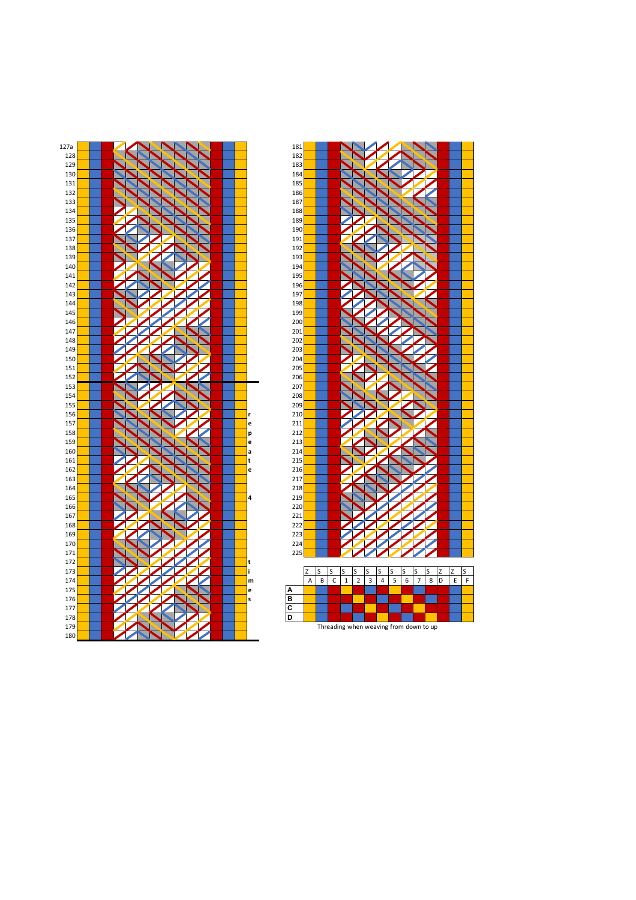127a
128
129
130
131
132
133
134
135
136
137
138
139
140
141
142
143
144
145
146
147
148
149
150
151
152
153
154
155
156
157
158
159
160
161
162
163
164
165
166
167
168
169
170
171
172
173
174
175
176
177
178
179
180

repeate 4 times

181
182
183
184
185
186
187
188
189
190
191
192
193
194
195
196
197
198
199
200
201
202
203
204
205
206
207
208
209
210
211
212
213
214
215
216
217
218
219
220
221
222
223
224
225

| | Z | S | S | S | S | S | S | S | S | S | S | Z | Z | S |
|---|---|---|---|---|---|---|---|---|---|---|---|---|---|---|
| | A | B | C | 1 | 2 | 3 | 4 | 5 | 6 | 7 | 8 | D | E | F |
| A | | | | | | | | | | | | | | |
| B | | | | | | | | | | | | | | |
| C | | | | | | | | | | | | | | |
| D | | | | | | | | | | | | | | |

Threading when weaving from down to up